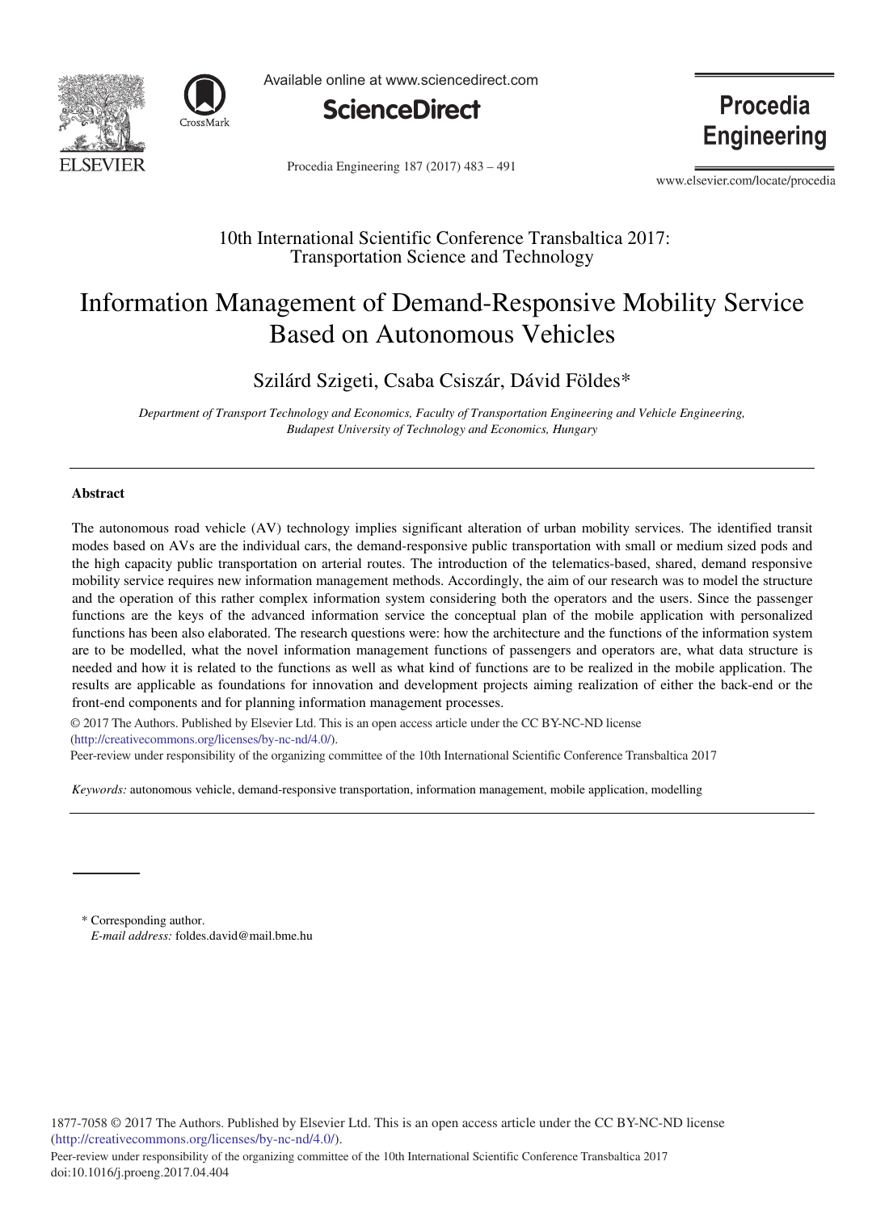10th International Scientific Conference Transbaltica 2017: Transportation Science and Technology

# Information Management of Demand-Responsive Mobility Service Based on Autonomous Vehicles

Szilárd Szigeti, Csaba Csiszár, Dávid Földes*

*Department of Transport Technology and Economics, Faculty of Transportation Engineering and Vehicle Engineering, Budapest University of Technology and Economics, Hungary*

## Abstract

The autonomous road vehicle (AV) technology implies significant alteration of urban mobility services. The identified transit modes based on AVs are the individual cars, the demand-responsive public transportation with small or medium sized pods and the high capacity public transportation on arterial routes. The introduction of the telematics-based, shared, demand responsive mobility service requires new information management methods. Accordingly, the aim of our research was to model the structure and the operation of this rather complex information system considering both the operators and the users. Since the passenger functions are the keys of the advanced information service the conceptual plan of the mobile application with personalized functions has been also elaborated. The research questions were: how the architecture and the functions of the information system are to be modelled, what the novel information management functions of passengers and operators are, what data structure is needed and how it is related to the functions as well as what kind of functions are to be realized in the mobile application. The results are applicable as foundations for innovation and development projects aiming realization of either the back-end or the front-end components and for planning information management processes.

© 2017 The Authors. Published by Elsevier Ltd. This is an open access article under the CC BY-NC-ND license (http://creativecommons.org/licenses/by-nc-nd/4.0/).

Peer-review under responsibility of the organizing committee of the 10th International Scientific Conference Transbaltica 2017

*Keywords:* autonomous vehicle, demand-responsive transportation, information management, mobile application, modelling

\* Corresponding author.
*E-mail address:* foldes.david@mail.bme.hu

1877-7058 © 2017 The Authors. Published by Elsevier Ltd. This is an open access article under the CC BY-NC-ND license (http://creativecommons.org/licenses/by-nc-nd/4.0/).
Peer-review under responsibility of the organizing committee of the 10th International Scientific Conference Transbaltica 2017
doi:10.1016/j.proeng.2017.04.404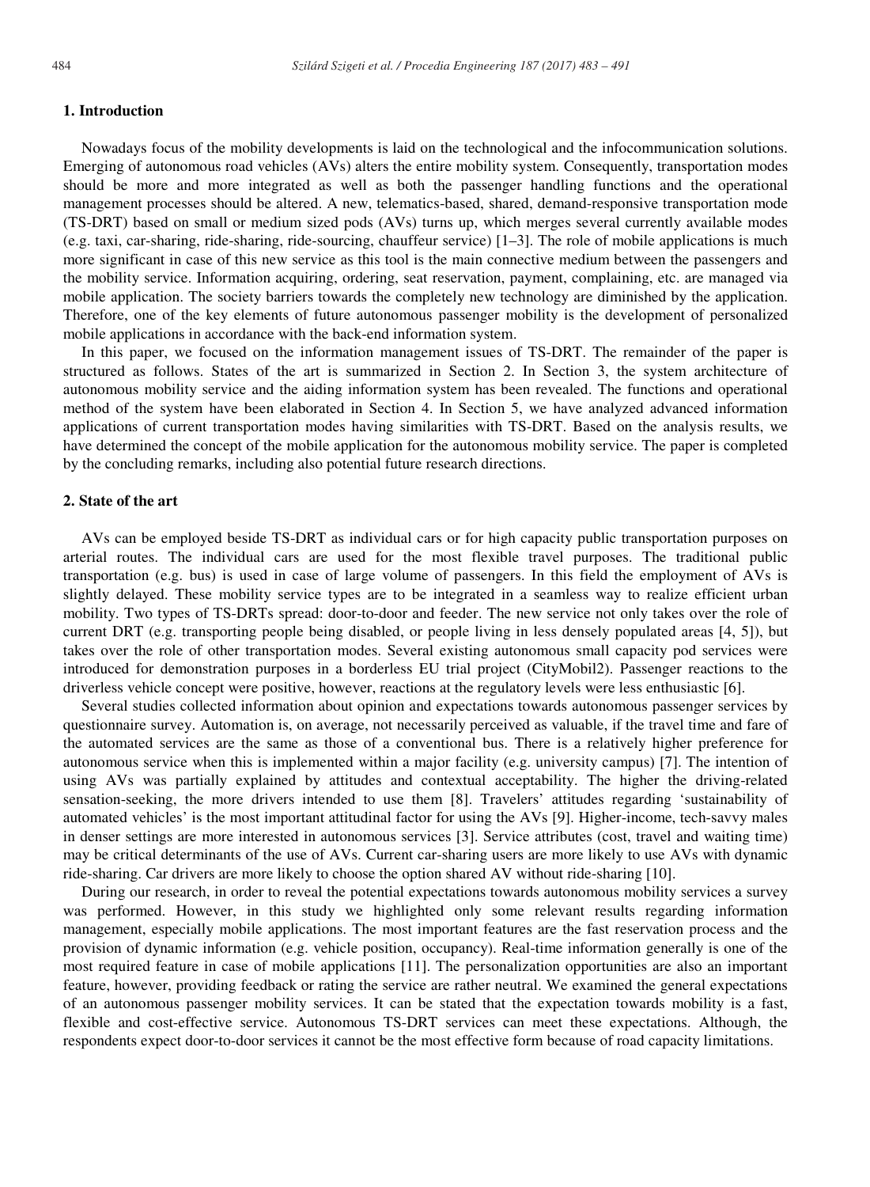## 1. Introduction

Nowadays focus of the mobility developments is laid on the technological and the infocommunication solutions. Emerging of autonomous road vehicles (AVs) alters the entire mobility system. Consequently, transportation modes should be more and more integrated as well as both the passenger handling functions and the operational management processes should be altered. A new, telematics-based, shared, demand-responsive transportation mode (TS-DRT) based on small or medium sized pods (AVs) turns up, which merges several currently available modes (e.g. taxi, car-sharing, ride-sharing, ride-sourcing, chauffeur service) [1–3]. The role of mobile applications is much more significant in case of this new service as this tool is the main connective medium between the passengers and the mobility service. Information acquiring, ordering, seat reservation, payment, complaining, etc. are managed via mobile application. The society barriers towards the completely new technology are diminished by the application. Therefore, one of the key elements of future autonomous passenger mobility is the development of personalized mobile applications in accordance with the back-end information system.

In this paper, we focused on the information management issues of TS-DRT. The remainder of the paper is structured as follows. States of the art is summarized in Section 2. In Section 3, the system architecture of autonomous mobility service and the aiding information system has been revealed. The functions and operational method of the system have been elaborated in Section 4. In Section 5, we have analyzed advanced information applications of current transportation modes having similarities with TS-DRT. Based on the analysis results, we have determined the concept of the mobile application for the autonomous mobility service. The paper is completed by the concluding remarks, including also potential future research directions.

## 2. State of the art

AVs can be employed beside TS-DRT as individual cars or for high capacity public transportation purposes on arterial routes. The individual cars are used for the most flexible travel purposes. The traditional public transportation (e.g. bus) is used in case of large volume of passengers. In this field the employment of AVs is slightly delayed. These mobility service types are to be integrated in a seamless way to realize efficient urban mobility. Two types of TS-DRTs spread: door-to-door and feeder. The new service not only takes over the role of current DRT (e.g. transporting people being disabled, or people living in less densely populated areas [4, 5]), but takes over the role of other transportation modes. Several existing autonomous small capacity pod services were introduced for demonstration purposes in a borderless EU trial project (CityMobil2). Passenger reactions to the driverless vehicle concept were positive, however, reactions at the regulatory levels were less enthusiastic [6].

Several studies collected information about opinion and expectations towards autonomous passenger services by questionnaire survey. Automation is, on average, not necessarily perceived as valuable, if the travel time and fare of the automated services are the same as those of a conventional bus. There is a relatively higher preference for autonomous service when this is implemented within a major facility (e.g. university campus) [7]. The intention of using AVs was partially explained by attitudes and contextual acceptability. The higher the driving-related sensation-seeking, the more drivers intended to use them [8]. Travelers' attitudes regarding 'sustainability of automated vehicles' is the most important attitudinal factor for using the AVs [9]. Higher-income, tech-savvy males in denser settings are more interested in autonomous services [3]. Service attributes (cost, travel and waiting time) may be critical determinants of the use of AVs. Current car-sharing users are more likely to use AVs with dynamic ride-sharing. Car drivers are more likely to choose the option shared AV without ride-sharing [10].

During our research, in order to reveal the potential expectations towards autonomous mobility services a survey was performed. However, in this study we highlighted only some relevant results regarding information management, especially mobile applications. The most important features are the fast reservation process and the provision of dynamic information (e.g. vehicle position, occupancy). Real-time information generally is one of the most required feature in case of mobile applications [11]. The personalization opportunities are also an important feature, however, providing feedback or rating the service are rather neutral. We examined the general expectations of an autonomous passenger mobility services. It can be stated that the expectation towards mobility is a fast, flexible and cost-effective service. Autonomous TS-DRT services can meet these expectations. Although, the respondents expect door-to-door services it cannot be the most effective form because of road capacity limitations.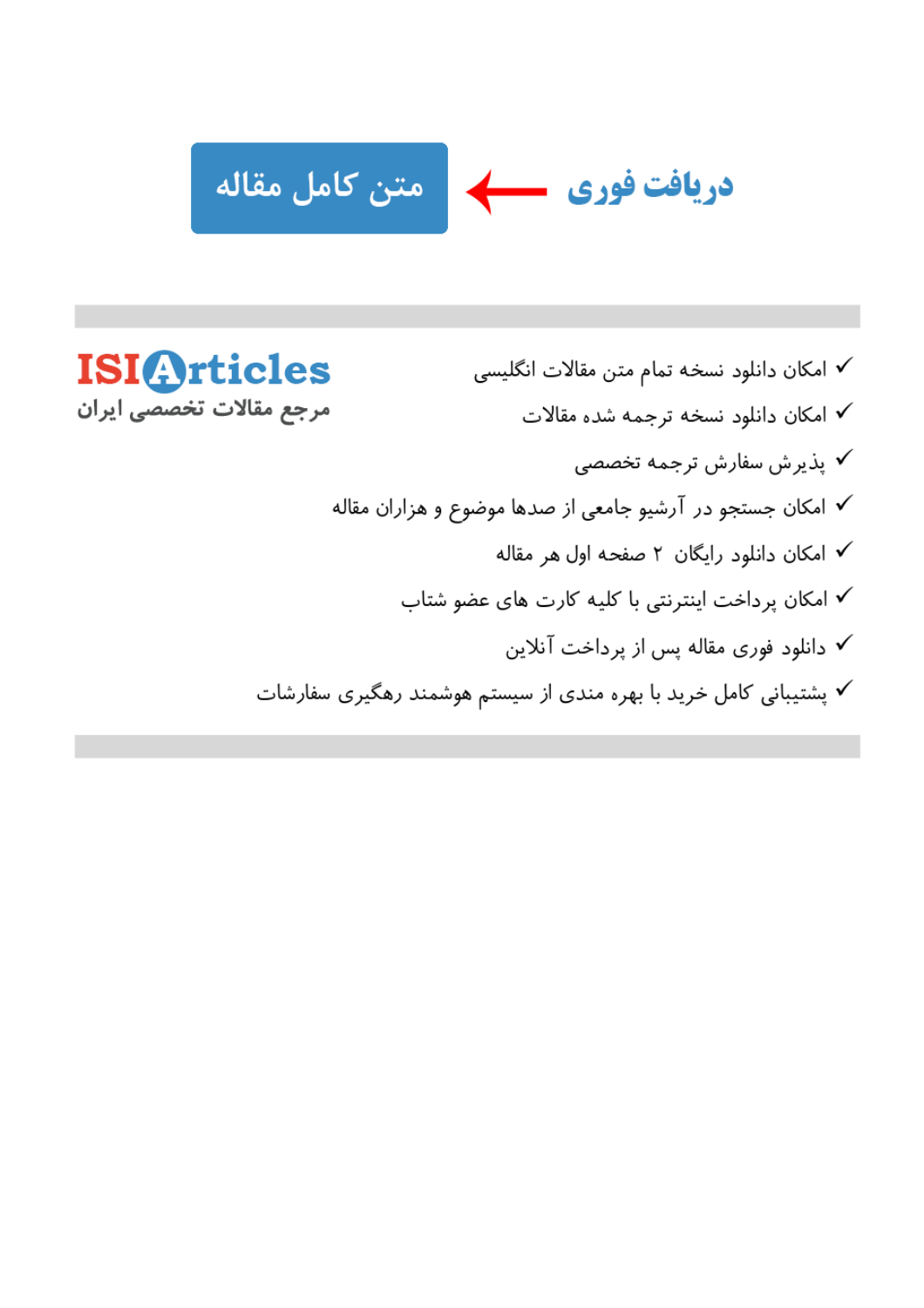دریافت فوری ← متن کامل مقاله

**ISIArticles**
مرجع مقالات تخصصی ایران

- ✓ امکان دانلود نسخه تمام متن مقالات انگلیسی
- ✓ امکان دانلود نسخه ترجمه شده مقالات
- ✓ پذیرش سفارش ترجمه تخصصی
- ✓ امکان جستجو در آرشیو جامعی از صدها موضوع و هزاران مقاله
- ✓ امکان دانلود رایگان ۲ صفحه اول هر مقاله
- ✓ امکان پرداخت اینترنتی با کلیه کارت های عضو شتاب
- ✓ دانلود فوری مقاله پس از پرداخت آنلاین
- ✓ پشتیبانی کامل خرید با بهره مندی از سیستم هوشمند رهگیری سفارشات